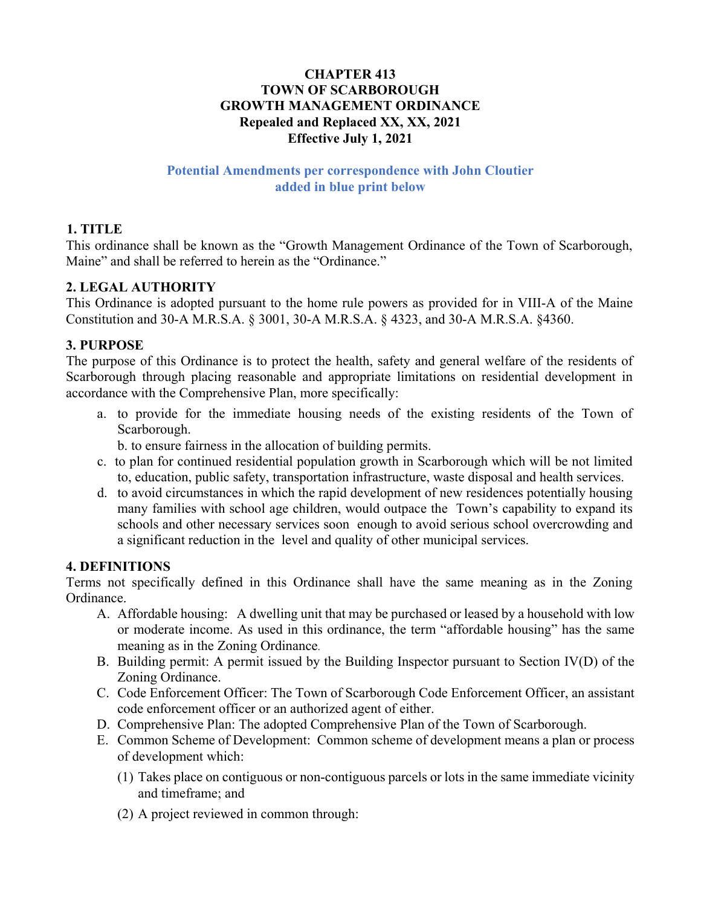# CHAPTER 413
# TOWN OF SCARBOROUGH
# GROWTH MANAGEMENT ORDINANCE
**Repealed and Replaced XX, XX, 2021**
**Effective July 1, 2021**

**Potential Amendments per correspondence with John Cloutier added in blue print below**

## 1. TITLE

This ordinance shall be known as the "Growth Management Ordinance of the Town of Scarborough, Maine" and shall be referred to herein as the "Ordinance."

## 2. LEGAL AUTHORITY

This Ordinance is adopted pursuant to the home rule powers as provided for in VIII-A of the Maine Constitution and 30-A M.R.S.A. § 3001, 30-A M.R.S.A. § 4323, and 30-A M.R.S.A. §4360.

## 3. PURPOSE

The purpose of this Ordinance is to protect the health, safety and general welfare of the residents of Scarborough through placing reasonable and appropriate limitations on residential development in accordance with the Comprehensive Plan, more specifically:

a. to provide for the immediate housing needs of the existing residents of the Town of Scarborough.

b. to ensure fairness in the allocation of building permits.

c. to plan for continued residential population growth in Scarborough which will be not limited to, education, public safety, transportation infrastructure, waste disposal and health services.

d. to avoid circumstances in which the rapid development of new residences potentially housing many families with school age children, would outpace the Town's capability to expand its schools and other necessary services soon enough to avoid serious school overcrowding and a significant reduction in the level and quality of other municipal services.

## 4. DEFINITIONS

Terms not specifically defined in this Ordinance shall have the same meaning as in the Zoning Ordinance.

A. Affordable housing: A dwelling unit that may be purchased or leased by a household with low or moderate income. As used in this ordinance, the term "affordable housing" has the same meaning as in the Zoning Ordinance.

B. Building permit: A permit issued by the Building Inspector pursuant to Section IV(D) of the Zoning Ordinance.

C. Code Enforcement Officer: The Town of Scarborough Code Enforcement Officer, an assistant code enforcement officer or an authorized agent of either.

D. Comprehensive Plan: The adopted Comprehensive Plan of the Town of Scarborough.

E. Common Scheme of Development: Common scheme of development means a plan or process of development which:

(1) Takes place on contiguous or non-contiguous parcels or lots in the same immediate vicinity and timeframe; and

(2) A project reviewed in common through: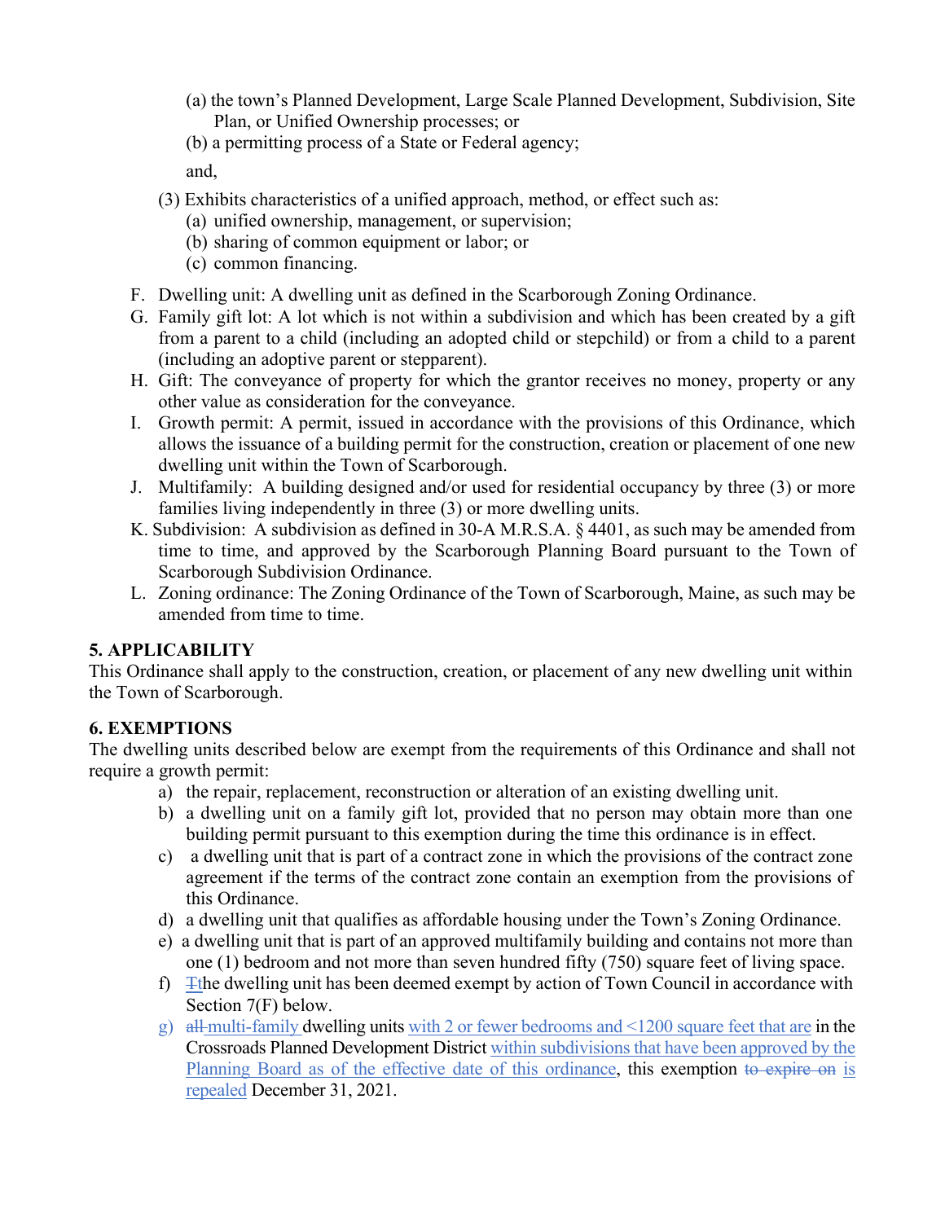(a) the town's Planned Development, Large Scale Planned Development, Subdivision, Site Plan, or Unified Ownership processes; or

(b) a permitting process of a State or Federal agency;

and,

(3) Exhibits characteristics of a unified approach, method, or effect such as:

(a) unified ownership, management, or supervision;

(b) sharing of common equipment or labor; or

(c) common financing.

F. Dwelling unit: A dwelling unit as defined in the Scarborough Zoning Ordinance.

G. Family gift lot: A lot which is not within a subdivision and which has been created by a gift from a parent to a child (including an adopted child or stepchild) or from a child to a parent (including an adoptive parent or stepparent).

H. Gift: The conveyance of property for which the grantor receives no money, property or any other value as consideration for the conveyance.

I. Growth permit: A permit, issued in accordance with the provisions of this Ordinance, which allows the issuance of a building permit for the construction, creation or placement of one new dwelling unit within the Town of Scarborough.

J. Multifamily: A building designed and/or used for residential occupancy by three (3) or more families living independently in three (3) or more dwelling units.

K. Subdivision: A subdivision as defined in 30-A M.R.S.A. § 4401, as such may be amended from time to time, and approved by the Scarborough Planning Board pursuant to the Town of Scarborough Subdivision Ordinance.

L. Zoning ordinance: The Zoning Ordinance of the Town of Scarborough, Maine, as such may be amended from time to time.

**5. APPLICABILITY**

This Ordinance shall apply to the construction, creation, or placement of any new dwelling unit within the Town of Scarborough.

**6. EXEMPTIONS**

The dwelling units described below are exempt from the requirements of this Ordinance and shall not require a growth permit:

a) the repair, replacement, reconstruction or alteration of an existing dwelling unit.

b) a dwelling unit on a family gift lot, provided that no person may obtain more than one building permit pursuant to this exemption during the time this ordinance is in effect.

c) a dwelling unit that is part of a contract zone in which the provisions of the contract zone agreement if the terms of the contract zone contain an exemption from the provisions of this Ordinance.

d) a dwelling unit that qualifies as affordable housing under the Town's Zoning Ordinance.

e) a dwelling unit that is part of an approved multifamily building and contains not more than one (1) bedroom and not more than seven hundred fifty (750) square feet of living space.

f) ~~T~~the dwelling unit has been deemed exempt by action of Town Council in accordance with Section 7(F) below.

g) ~~all~~ multi-family dwelling units with 2 or fewer bedrooms and <1200 square feet that are in the Crossroads Planned Development District within subdivisions that have been approved by the Planning Board as of the effective date of this ordinance, this exemption ~~to expire on~~ is repealed December 31, 2021.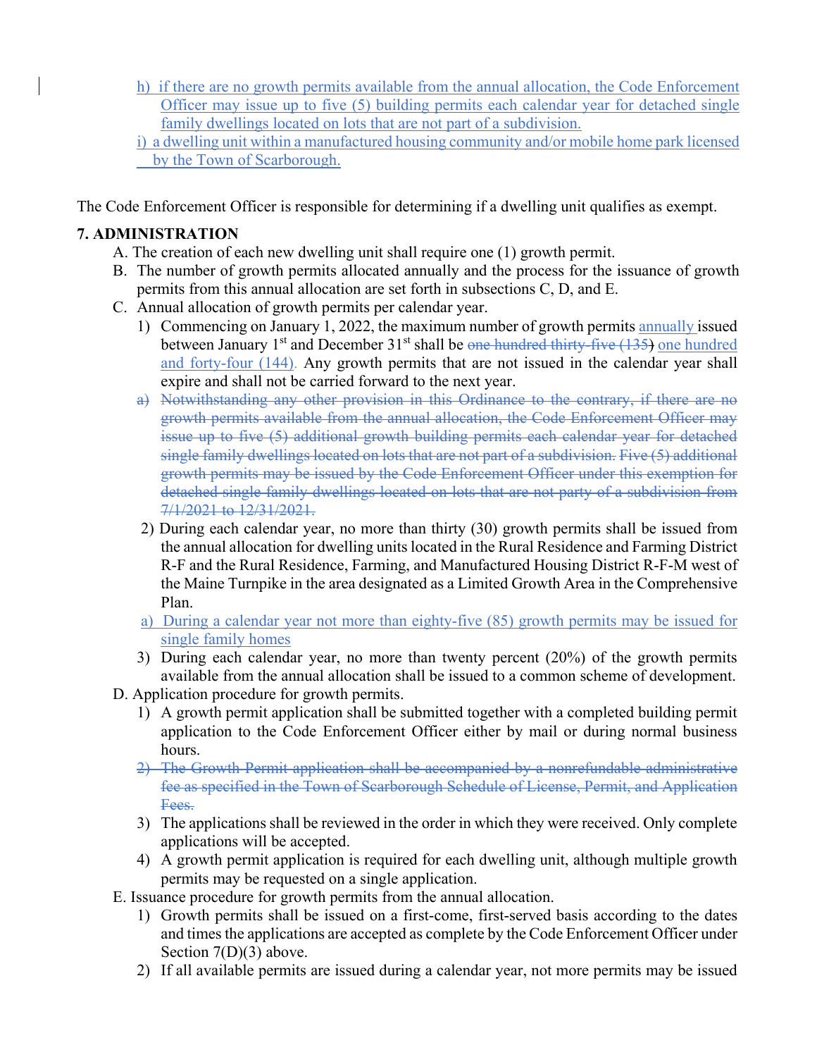h) if there are no growth permits available from the annual allocation, the Code Enforcement Officer may issue up to five (5) building permits each calendar year for detached single family dwellings located on lots that are not part of a subdivision.

i) a dwelling unit within a manufactured housing community and/or mobile home park licensed by the Town of Scarborough.

The Code Enforcement Officer is responsible for determining if a dwelling unit qualifies as exempt.

**7. ADMINISTRATION**

A. The creation of each new dwelling unit shall require one (1) growth permit.

B. The number of growth permits allocated annually and the process for the issuance of growth permits from this annual allocation are set forth in subsections C, D, and E.

C. Annual allocation of growth permits per calendar year.

1) Commencing on January 1, 2022, the maximum number of growth permits annually issued between January 1st and December 31st shall be ~~one hundred thirty-five (135)~~ one hundred and forty-four (144). Any growth permits that are not issued in the calendar year shall expire and shall not be carried forward to the next year.

~~a) Notwithstanding any other provision in this Ordinance to the contrary, if there are no growth permits available from the annual allocation, the Code Enforcement Officer may issue up to five (5) additional growth building permits each calendar year for detached single family dwellings located on lots that are not part of a subdivision. Five (5) additional growth permits may be issued by the Code Enforcement Officer under this exemption for detached single family dwellings located on lots that are not party of a subdivision from 7/1/2021 to 12/31/2021.~~

2) During each calendar year, no more than thirty (30) growth permits shall be issued from the annual allocation for dwelling units located in the Rural Residence and Farming District R-F and the Rural Residence, Farming, and Manufactured Housing District R-F-M west of the Maine Turnpike in the area designated as a Limited Growth Area in the Comprehensive Plan.

a) During a calendar year not more than eighty-five (85) growth permits may be issued for single family homes

3) During each calendar year, no more than twenty percent (20%) of the growth permits available from the annual allocation shall be issued to a common scheme of development.

D. Application procedure for growth permits.

1) A growth permit application shall be submitted together with a completed building permit application to the Code Enforcement Officer either by mail or during normal business hours.

~~2) The Growth Permit application shall be accompanied by a nonrefundable administrative fee as specified in the Town of Scarborough Schedule of License, Permit, and Application Fees.~~

3) The applications shall be reviewed in the order in which they were received. Only complete applications will be accepted.

4) A growth permit application is required for each dwelling unit, although multiple growth permits may be requested on a single application.

E. Issuance procedure for growth permits from the annual allocation.

1) Growth permits shall be issued on a first-come, first-served basis according to the dates and times the applications are accepted as complete by the Code Enforcement Officer under Section 7(D)(3) above.

2) If all available permits are issued during a calendar year, not more permits may be issued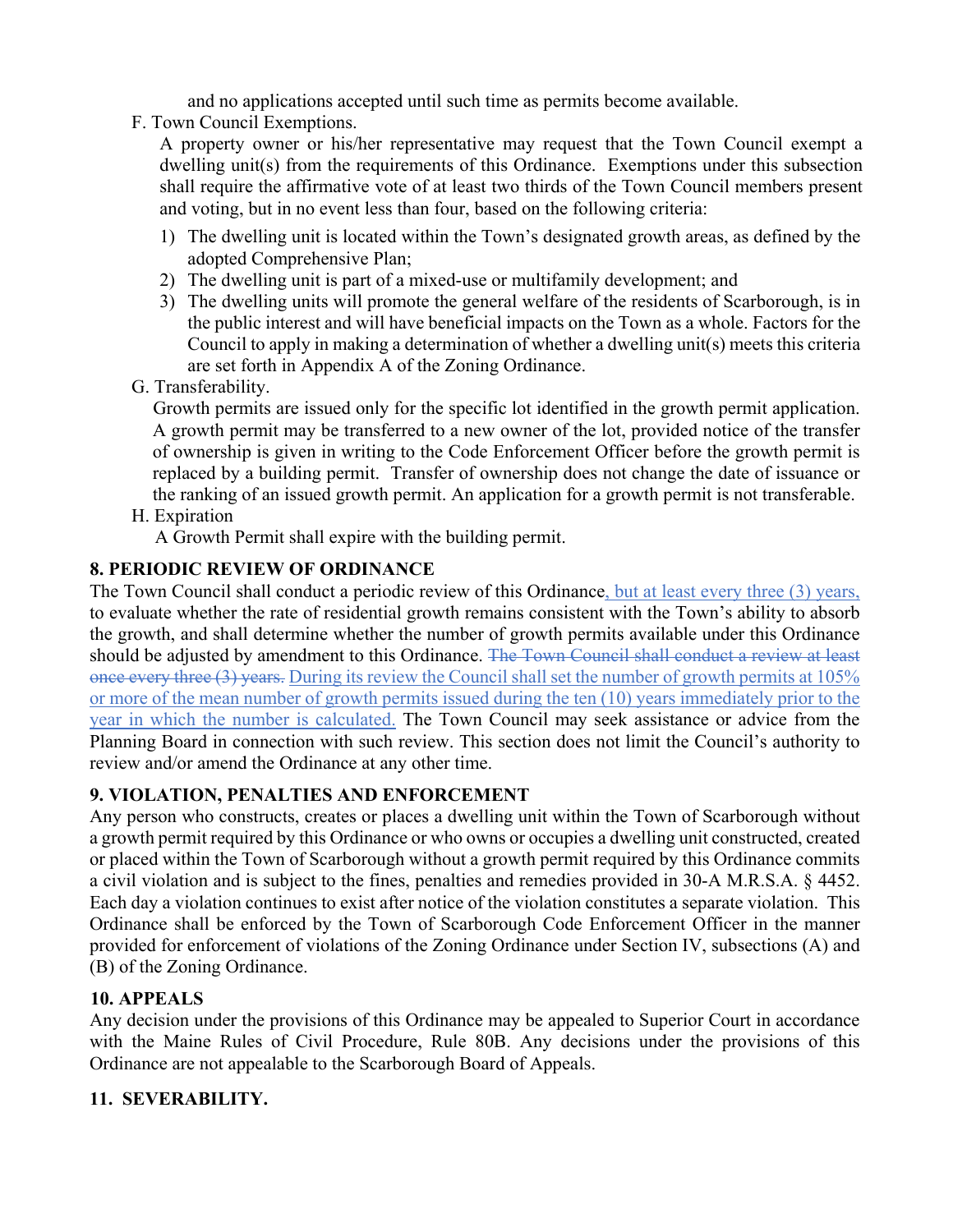and no applications accepted until such time as permits become available.

F. Town Council Exemptions.

A property owner or his/her representative may request that the Town Council exempt a dwelling unit(s) from the requirements of this Ordinance. Exemptions under this subsection shall require the affirmative vote of at least two thirds of the Town Council members present and voting, but in no event less than four, based on the following criteria:

1) The dwelling unit is located within the Town's designated growth areas, as defined by the adopted Comprehensive Plan;
2) The dwelling unit is part of a mixed-use or multifamily development; and
3) The dwelling units will promote the general welfare of the residents of Scarborough, is in the public interest and will have beneficial impacts on the Town as a whole. Factors for the Council to apply in making a determination of whether a dwelling unit(s) meets this criteria are set forth in Appendix A of the Zoning Ordinance.

G. Transferability.

Growth permits are issued only for the specific lot identified in the growth permit application. A growth permit may be transferred to a new owner of the lot, provided notice of the transfer of ownership is given in writing to the Code Enforcement Officer before the growth permit is replaced by a building permit. Transfer of ownership does not change the date of issuance or the ranking of an issued growth permit. An application for a growth permit is not transferable.

H. Expiration

A Growth Permit shall expire with the building permit.

**8. PERIODIC REVIEW OF ORDINANCE**

The Town Council shall conduct a periodic review of this Ordinance, but at least every three (3) years, to evaluate whether the rate of residential growth remains consistent with the Town's ability to absorb the growth, and shall determine whether the number of growth permits available under this Ordinance should be adjusted by amendment to this Ordinance. ~~The Town Council shall conduct a review at least once every three (3) years.~~ During its review the Council shall set the number of growth permits at 105% or more of the mean number of growth permits issued during the ten (10) years immediately prior to the year in which the number is calculated. The Town Council may seek assistance or advice from the Planning Board in connection with such review. This section does not limit the Council's authority to review and/or amend the Ordinance at any other time.

**9. VIOLATION, PENALTIES AND ENFORCEMENT**

Any person who constructs, creates or places a dwelling unit within the Town of Scarborough without a growth permit required by this Ordinance or who owns or occupies a dwelling unit constructed, created or placed within the Town of Scarborough without a growth permit required by this Ordinance commits a civil violation and is subject to the fines, penalties and remedies provided in 30-A M.R.S.A. § 4452. Each day a violation continues to exist after notice of the violation constitutes a separate violation. This Ordinance shall be enforced by the Town of Scarborough Code Enforcement Officer in the manner provided for enforcement of violations of the Zoning Ordinance under Section IV, subsections (A) and (B) of the Zoning Ordinance.

**10. APPEALS**

Any decision under the provisions of this Ordinance may be appealed to Superior Court in accordance with the Maine Rules of Civil Procedure, Rule 80B. Any decisions under the provisions of this Ordinance are not appealable to the Scarborough Board of Appeals.

**11. SEVERABILITY.**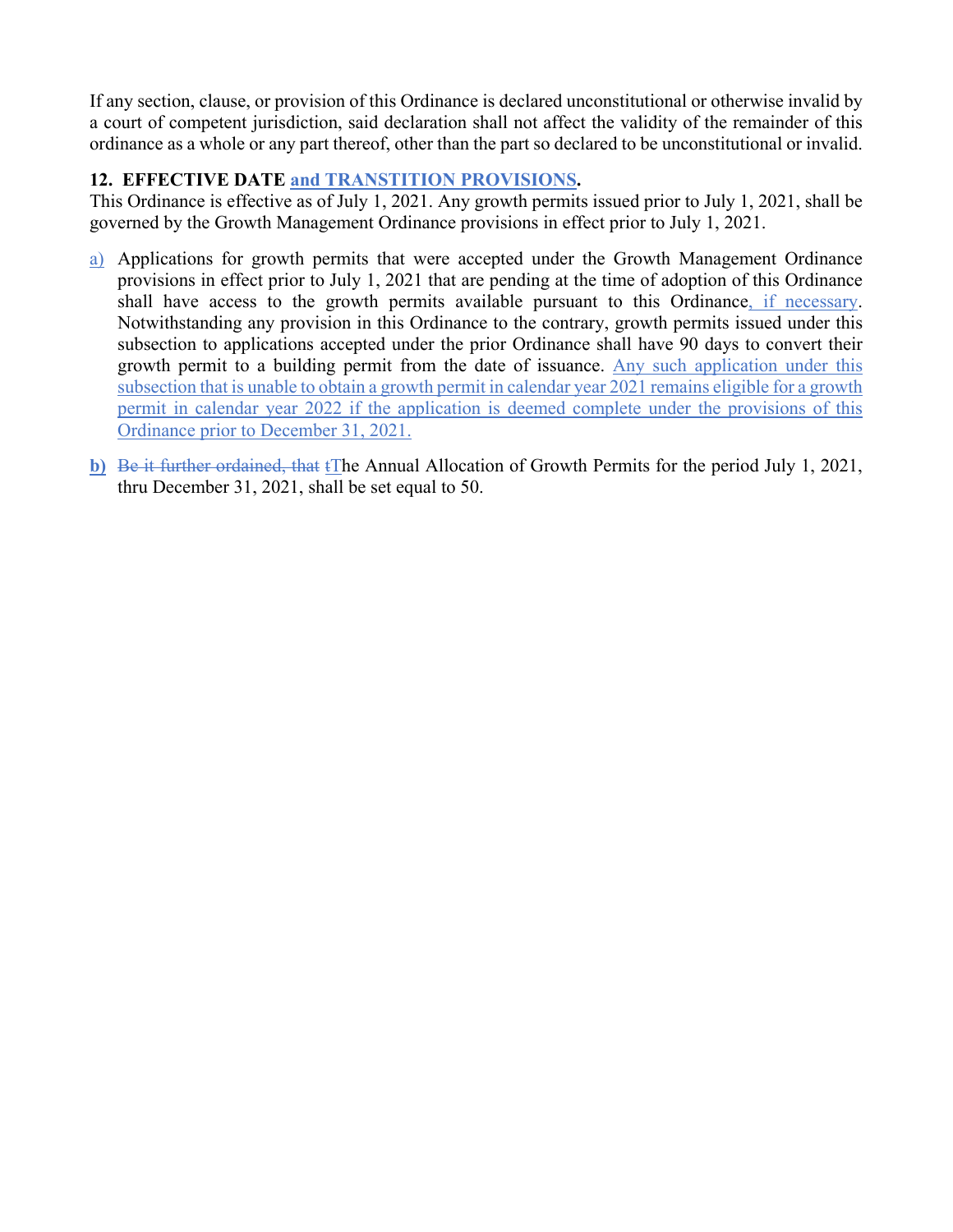If any section, clause, or provision of this Ordinance is declared unconstitutional or otherwise invalid by a court of competent jurisdiction, said declaration shall not affect the validity of the remainder of this ordinance as a whole or any part thereof, other than the part so declared to be unconstitutional or invalid.

**12. EFFECTIVE DATE and TRANSTITION PROVISIONS.**

This Ordinance is effective as of July 1, 2021. Any growth permits issued prior to July 1, 2021, shall be governed by the Growth Management Ordinance provisions in effect prior to July 1, 2021.

a) Applications for growth permits that were accepted under the Growth Management Ordinance provisions in effect prior to July 1, 2021 that are pending at the time of adoption of this Ordinance shall have access to the growth permits available pursuant to this Ordinance, if necessary. Notwithstanding any provision in this Ordinance to the contrary, growth permits issued under this subsection to applications accepted under the prior Ordinance shall have 90 days to convert their growth permit to a building permit from the date of issuance. Any such application under this subsection that is unable to obtain a growth permit in calendar year 2021 remains eligible for a growth permit in calendar year 2022 if the application is deemed complete under the provisions of this Ordinance prior to December 31, 2021.

b) ~~Be it further ordained, that t~~The Annual Allocation of Growth Permits for the period July 1, 2021, thru December 31, 2021, shall be set equal to 50.